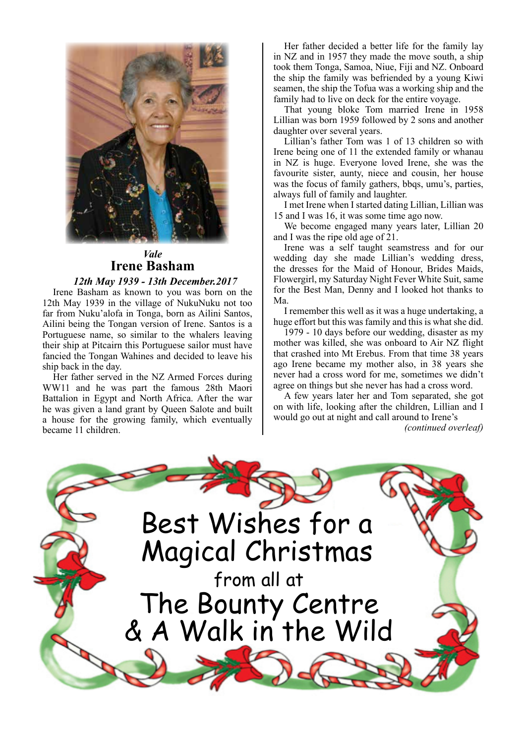*Vale*

## Irene Basham

***12th May 1939 - 13th December.2017***

Irene Basham as known to you was born on the 12th May 1939 in the village of NukuNuku not too far from Nuku'alofa in Tonga, born as Ailini Santos, Ailini being the Tongan version of Irene. Santos is a Portuguese name, so similar to the whalers leaving their ship at Pitcairn this Portuguese sailor must have fancied the Tongan Wahines and decided to leave his ship back in the day.

Her father served in the NZ Armed Forces during WW11 and he was part the famous 28th Maori Battalion in Egypt and North Africa. After the war he was given a land grant by Queen Salote and built a house for the growing family, which eventually became 11 children.

Her father decided a better life for the family lay in NZ and in 1957 they made the move south, a ship took them Tonga, Samoa, Niue, Fiji and NZ. Onboard the ship the family was befriended by a young Kiwi seamen, the ship the Tofua was a working ship and the family had to live on deck for the entire voyage.

That young bloke Tom married Irene in 1958 Lillian was born 1959 followed by 2 sons and another daughter over several years.

Lillian's father Tom was 1 of 13 children so with Irene being one of 11 the extended family or whanau in NZ is huge. Everyone loved Irene, she was the favourite sister, aunty, niece and cousin, her house was the focus of family gathers, bbqs, umu's, parties, always full of family and laughter.

I met Irene when I started dating Lillian, Lillian was 15 and I was 16, it was some time ago now.

We become engaged many years later, Lillian 20 and I was the ripe old age of 21.

Irene was a self taught seamstress and for our wedding day she made Lillian's wedding dress, the dresses for the Maid of Honour, Brides Maids, Flowergirl, my Saturday Night Fever White Suit, same for the Best Man, Denny and I looked hot thanks to Ma.

I remember this well as it was a huge undertaking, a huge effort but this was family and this is what she did.

1979 - 10 days before our wedding, disaster as my mother was killed, she was onboard to Air NZ flight that crashed into Mt Erebus. From that time 38 years ago Irene became my mother also, in 38 years she never had a cross word for me, sometimes we didn't agree on things but she never has had a cross word.

A few years later her and Tom separated, she got on with life, looking after the children, Lillian and I would go out at night and call around to Irene's

*(continued overleaf)*

Best Wishes for a Magical Christmas from all at The Bounty Centre & A Walk in the Wild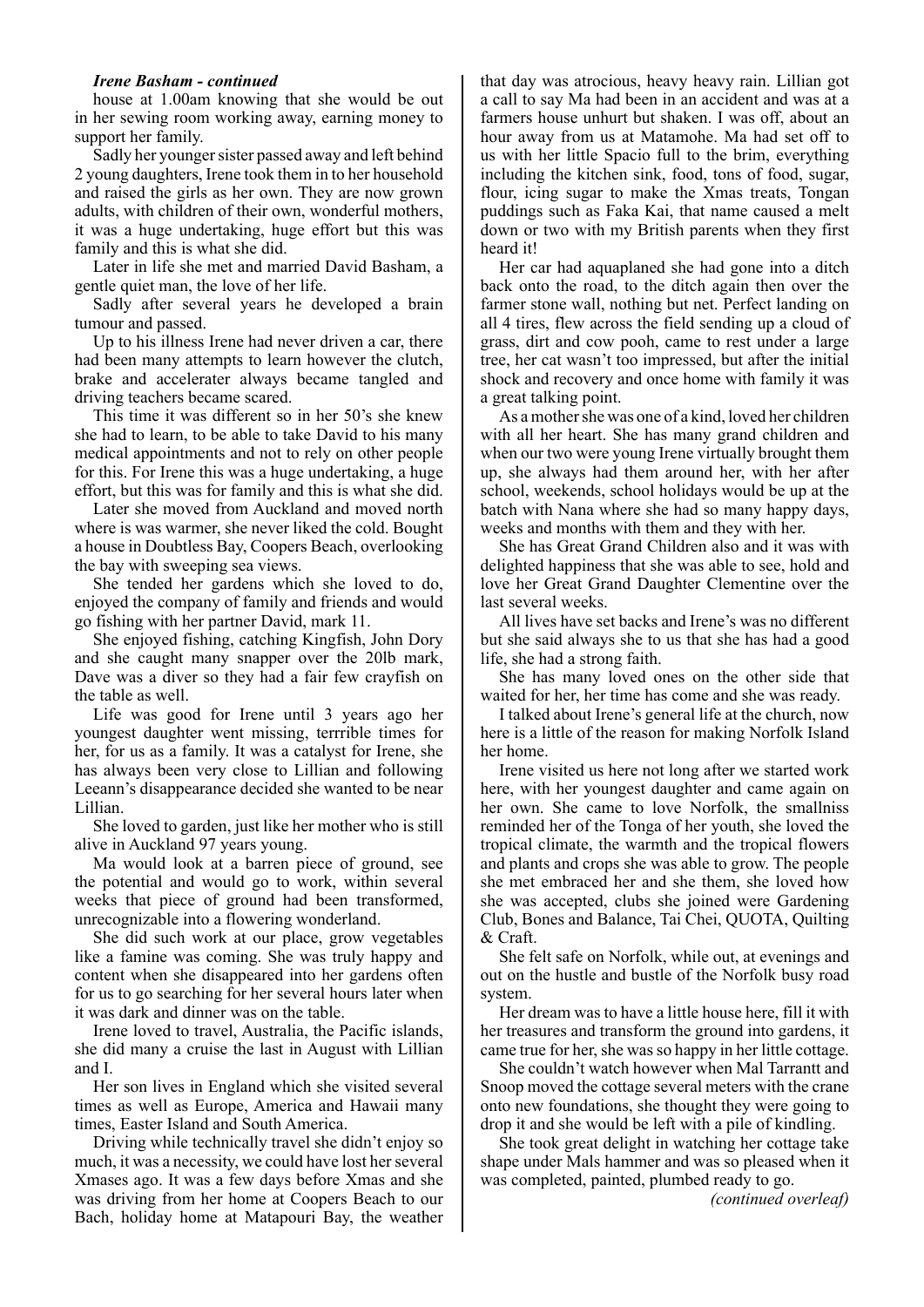***Irene Basham - continued***

house at 1.00am knowing that she would be out in her sewing room working away, earning money to support her family.

Sadly her younger sister passed away and left behind 2 young daughters, Irene took them in to her household and raised the girls as her own. They are now grown adults, with children of their own, wonderful mothers, it was a huge undertaking, huge effort but this was family and this is what she did.

Later in life she met and married David Basham, a gentle quiet man, the love of her life.

Sadly after several years he developed a brain tumour and passed.

Up to his illness Irene had never driven a car, there had been many attempts to learn however the clutch, brake and accelerater always became tangled and driving teachers became scared.

This time it was different so in her 50's she knew she had to learn, to be able to take David to his many medical appointments and not to rely on other people for this. For Irene this was a huge undertaking, a huge effort, but this was for family and this is what she did.

Later she moved from Auckland and moved north where is was warmer, she never liked the cold. Bought a house in Doubtless Bay, Coopers Beach, overlooking the bay with sweeping sea views.

She tended her gardens which she loved to do, enjoyed the company of family and friends and would go fishing with her partner David, mark 11.

She enjoyed fishing, catching Kingfish, John Dory and she caught many snapper over the 20lb mark, Dave was a diver so they had a fair few crayfish on the table as well.

Life was good for Irene until 3 years ago her youngest daughter went missing, terrrible times for her, for us as a family. It was a catalyst for Irene, she has always been very close to Lillian and following Leeann's disappearance decided she wanted to be near Lillian.

She loved to garden, just like her mother who is still alive in Auckland 97 years young.

Ma would look at a barren piece of ground, see the potential and would go to work, within several weeks that piece of ground had been transformed, unrecognizable into a flowering wonderland.

She did such work at our place, grow vegetables like a famine was coming. She was truly happy and content when she disappeared into her gardens often for us to go searching for her several hours later when it was dark and dinner was on the table.

Irene loved to travel, Australia, the Pacific islands, she did many a cruise the last in August with Lillian and I.

Her son lives in England which she visited several times as well as Europe, America and Hawaii many times, Easter Island and South America.

Driving while technically travel she didn't enjoy so much, it was a necessity, we could have lost her several Xmases ago. It was a few days before Xmas and she was driving from her home at Coopers Beach to our Bach, holiday home at Matapouri Bay, the weather that day was atrocious, heavy heavy rain. Lillian got a call to say Ma had been in an accident and was at a farmers house unhurt but shaken. I was off, about an hour away from us at Matamohe. Ma had set off to us with her little Spacio full to the brim, everything including the kitchen sink, food, tons of food, sugar, flour, icing sugar to make the Xmas treats, Tongan puddings such as Faka Kai, that name caused a melt down or two with my British parents when they first heard it!

Her car had aquaplaned she had gone into a ditch back onto the road, to the ditch again then over the farmer stone wall, nothing but net. Perfect landing on all 4 tires, flew across the field sending up a cloud of grass, dirt and cow pooh, came to rest under a large tree, her cat wasn't too impressed, but after the initial shock and recovery and once home with family it was a great talking point.

As a mother she was one of a kind, loved her children with all her heart. She has many grand children and when our two were young Irene virtually brought them up, she always had them around her, with her after school, weekends, school holidays would be up at the batch with Nana where she had so many happy days, weeks and months with them and they with her.

She has Great Grand Children also and it was with delighted happiness that she was able to see, hold and love her Great Grand Daughter Clementine over the last several weeks.

All lives have set backs and Irene's was no different but she said always she to us that she has had a good life, she had a strong faith.

She has many loved ones on the other side that waited for her, her time has come and she was ready.

I talked about Irene's general life at the church, now here is a little of the reason for making Norfolk Island her home.

Irene visited us here not long after we started work here, with her youngest daughter and came again on her own. She came to love Norfolk, the smallniss reminded her of the Tonga of her youth, she loved the tropical climate, the warmth and the tropical flowers and plants and crops she was able to grow. The people she met embraced her and she them, she loved how she was accepted, clubs she joined were Gardening Club, Bones and Balance, Tai Chei, QUOTA, Quilting & Craft.

She felt safe on Norfolk, while out, at evenings and out on the hustle and bustle of the Norfolk busy road system.

Her dream was to have a little house here, fill it with her treasures and transform the ground into gardens, it came true for her, she was so happy in her little cottage.

She couldn't watch however when Mal Tarrantt and Snoop moved the cottage several meters with the crane onto new foundations, she thought they were going to drop it and she would be left with a pile of kindling.

She took great delight in watching her cottage take shape under Mals hammer and was so pleased when it was completed, painted, plumbed ready to go.

*(continued overleaf)*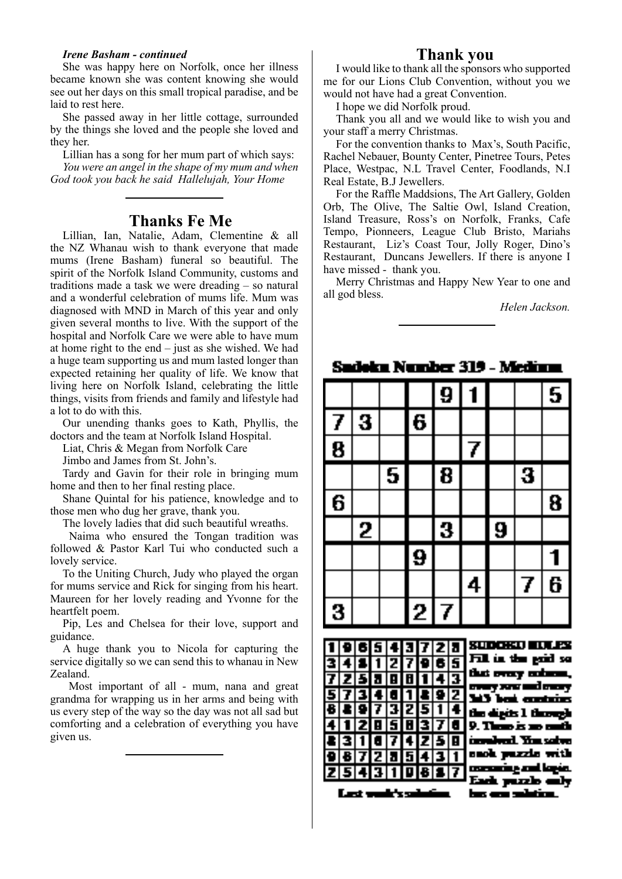***Irene Basham - continued***

She was happy here on Norfolk, once her illness became known she was content knowing she would see out her days on this small tropical paradise, and be laid to rest here.

She passed away in her little cottage, surrounded by the things she loved and the people she loved and they her.

Lillian has a song for her mum part of which says:

*You were an angel in the shape of my mum and when God took you back he said Hallelujah, Your Home*

---

## Thanks Fe Me

Lillian, Ian, Natalie, Adam, Clementine & all the NZ Whanau wish to thank everyone that made mums (Irene Basham) funeral so beautiful. The spirit of the Norfolk Island Community, customs and traditions made a task we were dreading – so natural and a wonderful celebration of mums life. Mum was diagnosed with MND in March of this year and only given several months to live. With the support of the hospital and Norfolk Care we were able to have mum at home right to the end – just as she wished. We had a huge team supporting us and mum lasted longer than expected retaining her quality of life. We know that living here on Norfolk Island, celebrating the little things, visits from friends and family and lifestyle had a lot to do with this.

Our unending thanks goes to Kath, Phyllis, the doctors and the team at Norfolk Island Hospital.

Liat, Chris & Megan from Norfolk Care

Jimbo and James from St. John's.

Tardy and Gavin for their role in bringing mum home and then to her final resting place.

Shane Quintal for his patience, knowledge and to those men who dug her grave, thank you.

The lovely ladies that did such beautiful wreaths.

Naima who ensured the Tongan tradition was followed & Pastor Karl Tui who conducted such a lovely service.

To the Uniting Church, Judy who played the organ for mums service and Rick for singing from his heart. Maureen for her lovely reading and Yvonne for the heartfelt poem.

Pip, Les and Chelsea for their love, support and guidance.

A huge thank you to Nicola for capturing the service digitally so we can send this to whanau in New Zealand.

Most important of all - mum, nana and great grandma for wrapping us in her arms and being with us every step of the way so the day was not all sad but comforting and a celebration of everything you have given us.

---

## Thank you

I would like to thank all the sponsors who supported me for our Lions Club Convention, without you we would not have had a great Convention.

I hope we did Norfolk proud.

Thank you all and we would like to wish you and your staff a merry Christmas.

For the convention thanks to Max's, South Pacific, Rachel Nebauer, Bounty Center, Pinetree Tours, Petes Place, Westpac, N.L Travel Center, Foodlands, N.I Real Estate, B.J Jewellers.

For the Raffle Maddsions, The Art Gallery, Golden Orb, The Olive, The Saltie Owl, Island Creation, Island Treasure, Ross's on Norfolk, Franks, Cafe Tempo, Pionneers, League Club Bristo, Mariahs Restaurant, Liz's Coast Tour, Jolly Roger, Dino's Restaurant, Duncans Jewellers. If there is anyone I have missed - thank you.

Merry Christmas and Happy New Year to one and all god bless.

*Helen Jackson.*

---

### Sudoku Number 319 - Medium

| | | | | | | | | |
|---|---|---|---|---|---|---|---|---|
| | | | | 9 | 1 | | | 5 |
| 7 | 3 | | 6 | | | | | |
| 8 | | | | | 7 | | | |
| | | 5 | | 8 | | | 3 | |
| 6 | | | | | | | | 8 |
| | 2 | | | 3 | | 9 | | |
| | | | 9 | | | | | 1 |
| | | | | | 4 | | 7 | 6 |
| 3 | | | 2 | 7 | | | | |

| | | | | | | | | |
|---|---|---|---|---|---|---|---|---|
| 1 | 9 | 6 | 5 | 4 | 3 | 7 | 2 | 8 |
| 3 | 4 | 8 | 1 | 2 | 7 | 9 | 6 | 5 |
| 7 | 2 | 5 | 8 | 9 | 6 | 1 | 4 | 3 |
| 5 | 7 | 3 | 4 | 6 | 1 | 8 | 9 | 2 |
| 6 | 8 | 9 | 7 | 3 | 2 | 5 | 1 | 4 |
| 4 | 1 | 2 | 9 | 5 | 8 | 3 | 7 | 6 |
| 8 | 3 | 1 | 6 | 7 | 4 | 2 | 5 | 9 |
| 9 | 6 | 7 | 2 | 8 | 5 | 4 | 3 | 1 |
| 2 | 5 | 4 | 3 | 1 | 9 | 6 | 8 | 7 |

Last week's solution.

**SUDOKU RULES** Fill in the grid so that every column, every row and every 3x3 box contains the digits 1 through 9. There is no math involved. You solve each puzzle with reasoning and logic. Each puzzle only has one solution.